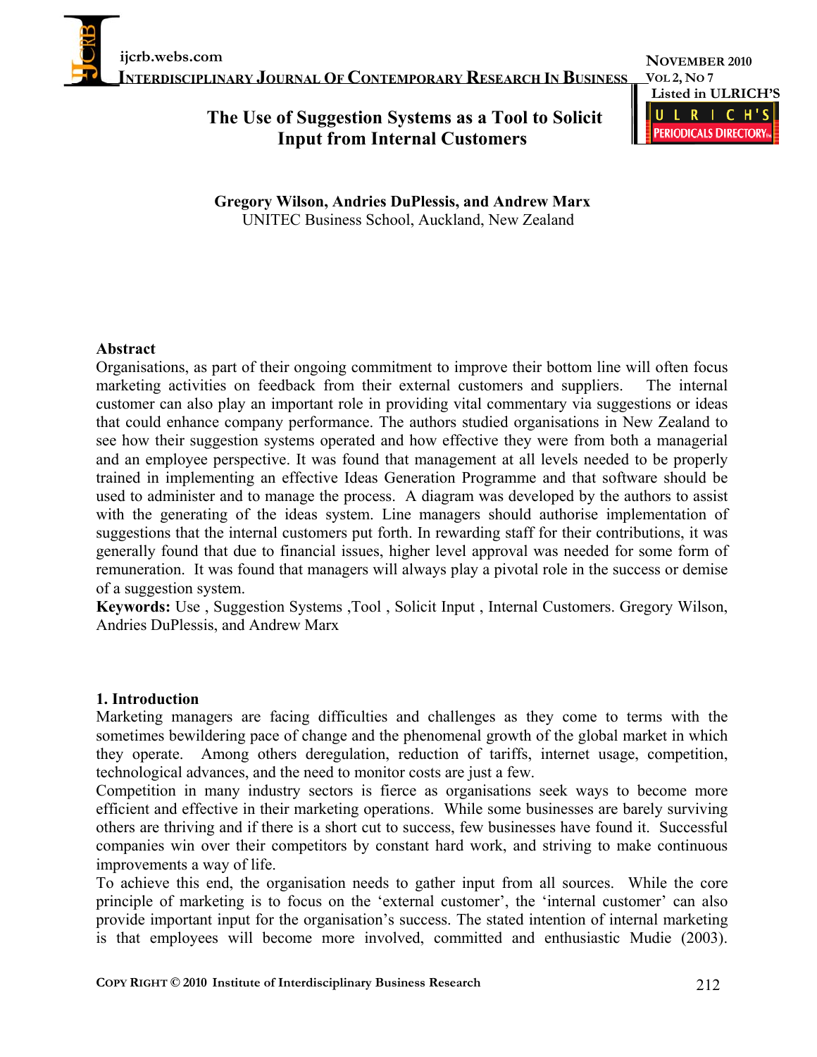# The Use of Suggestion Systems as a Tool to Solicit Input from Internal Customers

**Gregory Wilson, Andries DuPlessis, and Andrew Marx**
UNITEC Business School, Auckland, New Zealand

## Abstract

Organisations, as part of their ongoing commitment to improve their bottom line will often focus marketing activities on feedback from their external customers and suppliers. The internal customer can also play an important role in providing vital commentary via suggestions or ideas that could enhance company performance. The authors studied organisations in New Zealand to see how their suggestion systems operated and how effective they were from both a managerial and an employee perspective. It was found that management at all levels needed to be properly trained in implementing an effective Ideas Generation Programme and that software should be used to administer and to manage the process. A diagram was developed by the authors to assist with the generating of the ideas system. Line managers should authorise implementation of suggestions that the internal customers put forth. In rewarding staff for their contributions, it was generally found that due to financial issues, higher level approval was needed for some form of remuneration. It was found that managers will always play a pivotal role in the success or demise of a suggestion system.

**Keywords:** Use , Suggestion Systems ,Tool , Solicit Input , Internal Customers. Gregory Wilson, Andries DuPlessis, and Andrew Marx

## 1. Introduction

Marketing managers are facing difficulties and challenges as they come to terms with the sometimes bewildering pace of change and the phenomenal growth of the global market in which they operate. Among others deregulation, reduction of tariffs, internet usage, competition, technological advances, and the need to monitor costs are just a few.

Competition in many industry sectors is fierce as organisations seek ways to become more efficient and effective in their marketing operations. While some businesses are barely surviving others are thriving and if there is a short cut to success, few businesses have found it. Successful companies win over their competitors by constant hard work, and striving to make continuous improvements a way of life.

To achieve this end, the organisation needs to gather input from all sources. While the core principle of marketing is to focus on the 'external customer', the 'internal customer' can also provide important input for the organisation's success. The stated intention of internal marketing is that employees will become more involved, committed and enthusiastic Mudie (2003).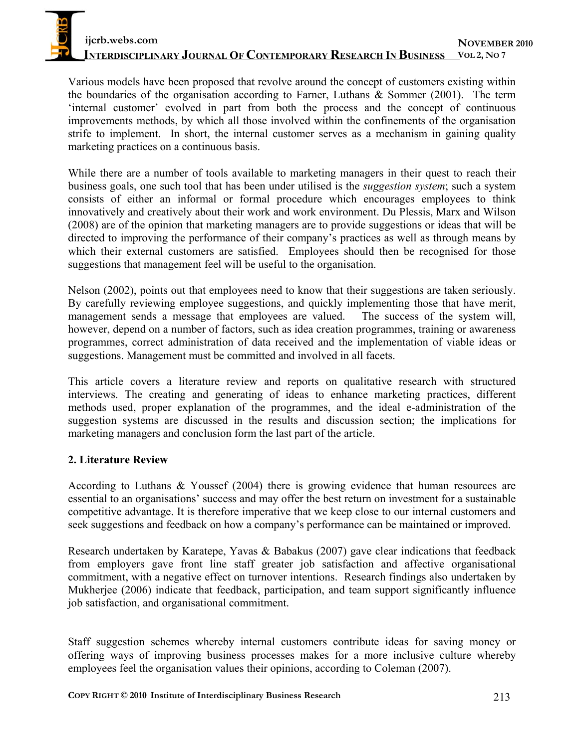Various models have been proposed that revolve around the concept of customers existing within the boundaries of the organisation according to Farner, Luthans & Sommer (2001). The term 'internal customer' evolved in part from both the process and the concept of continuous improvements methods, by which all those involved within the confinements of the organisation strife to implement. In short, the internal customer serves as a mechanism in gaining quality marketing practices on a continuous basis.

While there are a number of tools available to marketing managers in their quest to reach their business goals, one such tool that has been under utilised is the *suggestion system*; such a system consists of either an informal or formal procedure which encourages employees to think innovatively and creatively about their work and work environment. Du Plessis, Marx and Wilson (2008) are of the opinion that marketing managers are to provide suggestions or ideas that will be directed to improving the performance of their company's practices as well as through means by which their external customers are satisfied. Employees should then be recognised for those suggestions that management feel will be useful to the organisation.

Nelson (2002), points out that employees need to know that their suggestions are taken seriously. By carefully reviewing employee suggestions, and quickly implementing those that have merit, management sends a message that employees are valued. The success of the system will, however, depend on a number of factors, such as idea creation programmes, training or awareness programmes, correct administration of data received and the implementation of viable ideas or suggestions. Management must be committed and involved in all facets.

This article covers a literature review and reports on qualitative research with structured interviews. The creating and generating of ideas to enhance marketing practices, different methods used, proper explanation of the programmes, and the ideal e-administration of the suggestion systems are discussed in the results and discussion section; the implications for marketing managers and conclusion form the last part of the article.

## 2. Literature Review

According to Luthans & Youssef (2004) there is growing evidence that human resources are essential to an organisations' success and may offer the best return on investment for a sustainable competitive advantage. It is therefore imperative that we keep close to our internal customers and seek suggestions and feedback on how a company's performance can be maintained or improved.

Research undertaken by Karatepe, Yavas & Babakus (2007) gave clear indications that feedback from employers gave front line staff greater job satisfaction and affective organisational commitment, with a negative effect on turnover intentions. Research findings also undertaken by Mukherjee (2006) indicate that feedback, participation, and team support significantly influence job satisfaction, and organisational commitment.

Staff suggestion schemes whereby internal customers contribute ideas for saving money or offering ways of improving business processes makes for a more inclusive culture whereby employees feel the organisation values their opinions, according to Coleman (2007).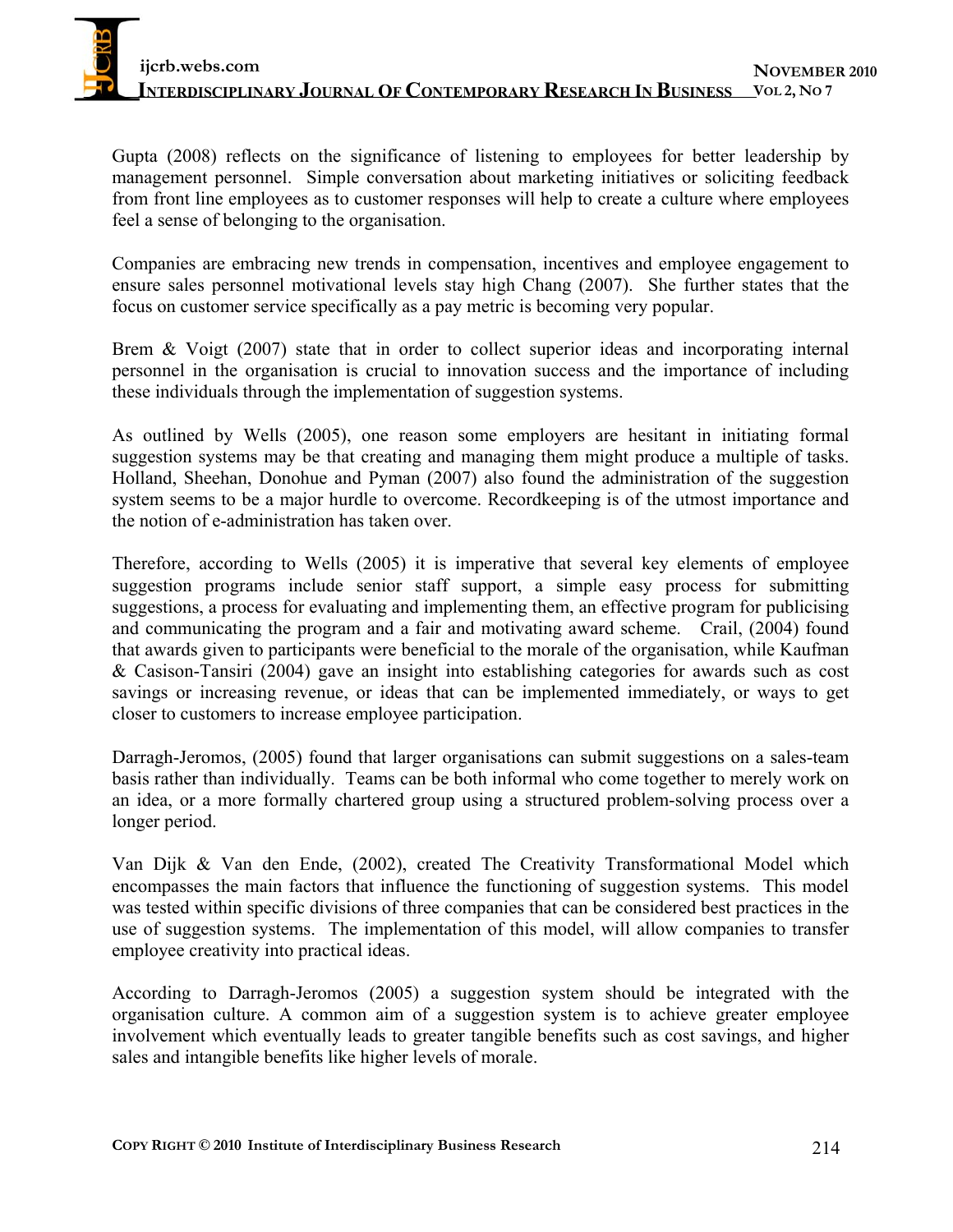Gupta (2008) reflects on the significance of listening to employees for better leadership by management personnel. Simple conversation about marketing initiatives or soliciting feedback from front line employees as to customer responses will help to create a culture where employees feel a sense of belonging to the organisation.

Companies are embracing new trends in compensation, incentives and employee engagement to ensure sales personnel motivational levels stay high Chang (2007). She further states that the focus on customer service specifically as a pay metric is becoming very popular.

Brem & Voigt (2007) state that in order to collect superior ideas and incorporating internal personnel in the organisation is crucial to innovation success and the importance of including these individuals through the implementation of suggestion systems.

As outlined by Wells (2005), one reason some employers are hesitant in initiating formal suggestion systems may be that creating and managing them might produce a multiple of tasks. Holland, Sheehan, Donohue and Pyman (2007) also found the administration of the suggestion system seems to be a major hurdle to overcome. Recordkeeping is of the utmost importance and the notion of e-administration has taken over.

Therefore, according to Wells (2005) it is imperative that several key elements of employee suggestion programs include senior staff support, a simple easy process for submitting suggestions, a process for evaluating and implementing them, an effective program for publicising and communicating the program and a fair and motivating award scheme. Crail, (2004) found that awards given to participants were beneficial to the morale of the organisation, while Kaufman & Casison-Tansiri (2004) gave an insight into establishing categories for awards such as cost savings or increasing revenue, or ideas that can be implemented immediately, or ways to get closer to customers to increase employee participation.

Darragh-Jeromos, (2005) found that larger organisations can submit suggestions on a sales-team basis rather than individually. Teams can be both informal who come together to merely work on an idea, or a more formally chartered group using a structured problem-solving process over a longer period.

Van Dijk & Van den Ende, (2002), created The Creativity Transformational Model which encompasses the main factors that influence the functioning of suggestion systems. This model was tested within specific divisions of three companies that can be considered best practices in the use of suggestion systems. The implementation of this model, will allow companies to transfer employee creativity into practical ideas.

According to Darragh-Jeromos (2005) a suggestion system should be integrated with the organisation culture. A common aim of a suggestion system is to achieve greater employee involvement which eventually leads to greater tangible benefits such as cost savings, and higher sales and intangible benefits like higher levels of morale.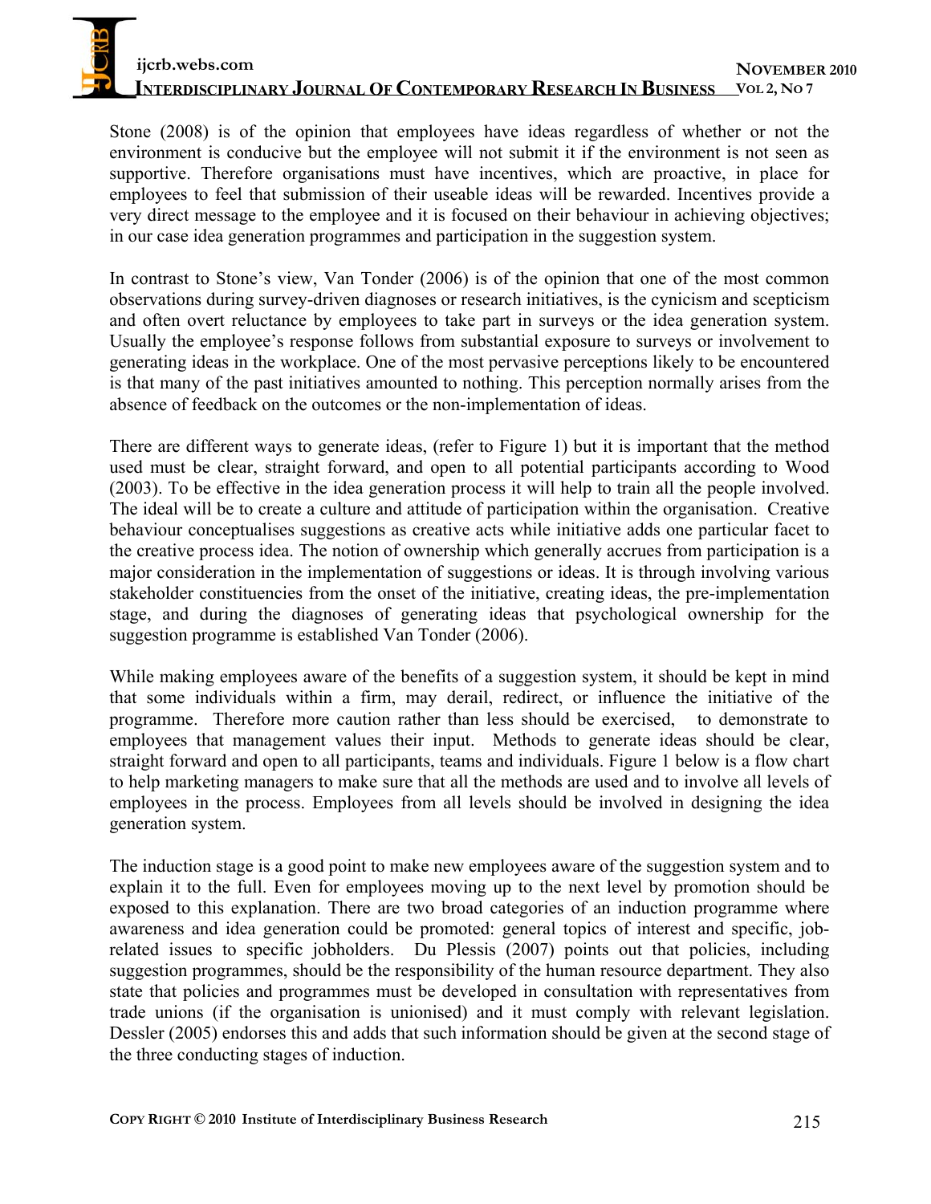Stone (2008) is of the opinion that employees have ideas regardless of whether or not the environment is conducive but the employee will not submit it if the environment is not seen as supportive. Therefore organisations must have incentives, which are proactive, in place for employees to feel that submission of their useable ideas will be rewarded. Incentives provide a very direct message to the employee and it is focused on their behaviour in achieving objectives; in our case idea generation programmes and participation in the suggestion system.

In contrast to Stone's view, Van Tonder (2006) is of the opinion that one of the most common observations during survey-driven diagnoses or research initiatives, is the cynicism and scepticism and often overt reluctance by employees to take part in surveys or the idea generation system. Usually the employee's response follows from substantial exposure to surveys or involvement to generating ideas in the workplace. One of the most pervasive perceptions likely to be encountered is that many of the past initiatives amounted to nothing. This perception normally arises from the absence of feedback on the outcomes or the non-implementation of ideas.

There are different ways to generate ideas, (refer to Figure 1) but it is important that the method used must be clear, straight forward, and open to all potential participants according to Wood (2003). To be effective in the idea generation process it will help to train all the people involved. The ideal will be to create a culture and attitude of participation within the organisation. Creative behaviour conceptualises suggestions as creative acts while initiative adds one particular facet to the creative process idea. The notion of ownership which generally accrues from participation is a major consideration in the implementation of suggestions or ideas. It is through involving various stakeholder constituencies from the onset of the initiative, creating ideas, the pre-implementation stage, and during the diagnoses of generating ideas that psychological ownership for the suggestion programme is established Van Tonder (2006).

While making employees aware of the benefits of a suggestion system, it should be kept in mind that some individuals within a firm, may derail, redirect, or influence the initiative of the programme. Therefore more caution rather than less should be exercised, to demonstrate to employees that management values their input. Methods to generate ideas should be clear, straight forward and open to all participants, teams and individuals. Figure 1 below is a flow chart to help marketing managers to make sure that all the methods are used and to involve all levels of employees in the process. Employees from all levels should be involved in designing the idea generation system.

The induction stage is a good point to make new employees aware of the suggestion system and to explain it to the full. Even for employees moving up to the next level by promotion should be exposed to this explanation. There are two broad categories of an induction programme where awareness and idea generation could be promoted: general topics of interest and specific, job-related issues to specific jobholders. Du Plessis (2007) points out that policies, including suggestion programmes, should be the responsibility of the human resource department. They also state that policies and programmes must be developed in consultation with representatives from trade unions (if the organisation is unionised) and it must comply with relevant legislation. Dessler (2005) endorses this and adds that such information should be given at the second stage of the three conducting stages of induction.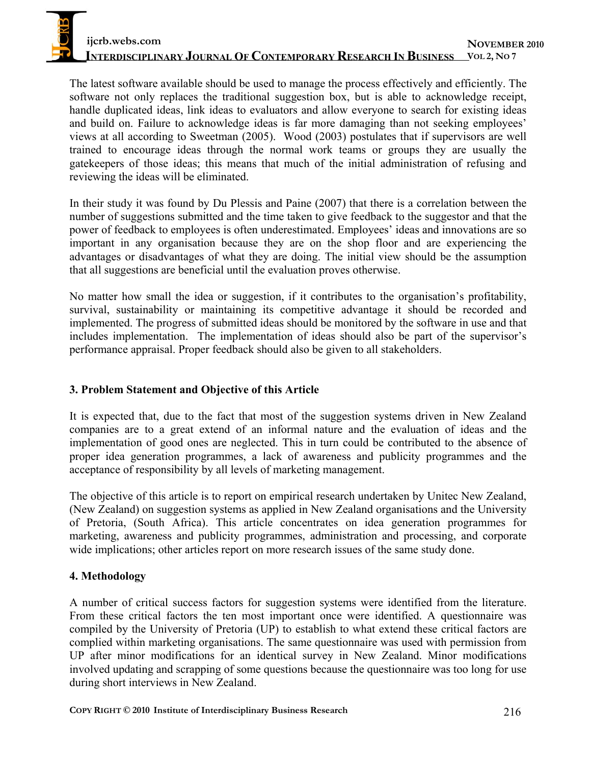The latest software available should be used to manage the process effectively and efficiently. The software not only replaces the traditional suggestion box, but is able to acknowledge receipt, handle duplicated ideas, link ideas to evaluators and allow everyone to search for existing ideas and build on. Failure to acknowledge ideas is far more damaging than not seeking employees' views at all according to Sweetman (2005). Wood (2003) postulates that if supervisors are well trained to encourage ideas through the normal work teams or groups they are usually the gatekeepers of those ideas; this means that much of the initial administration of refusing and reviewing the ideas will be eliminated.

In their study it was found by Du Plessis and Paine (2007) that there is a correlation between the number of suggestions submitted and the time taken to give feedback to the suggestor and that the power of feedback to employees is often underestimated. Employees' ideas and innovations are so important in any organisation because they are on the shop floor and are experiencing the advantages or disadvantages of what they are doing. The initial view should be the assumption that all suggestions are beneficial until the evaluation proves otherwise.

No matter how small the idea or suggestion, if it contributes to the organisation's profitability, survival, sustainability or maintaining its competitive advantage it should be recorded and implemented. The progress of submitted ideas should be monitored by the software in use and that includes implementation. The implementation of ideas should also be part of the supervisor's performance appraisal. Proper feedback should also be given to all stakeholders.

## 3. Problem Statement and Objective of this Article

It is expected that, due to the fact that most of the suggestion systems driven in New Zealand companies are to a great extend of an informal nature and the evaluation of ideas and the implementation of good ones are neglected. This in turn could be contributed to the absence of proper idea generation programmes, a lack of awareness and publicity programmes and the acceptance of responsibility by all levels of marketing management.

The objective of this article is to report on empirical research undertaken by Unitec New Zealand, (New Zealand) on suggestion systems as applied in New Zealand organisations and the University of Pretoria, (South Africa). This article concentrates on idea generation programmes for marketing, awareness and publicity programmes, administration and processing, and corporate wide implications; other articles report on more research issues of the same study done.

## 4. Methodology

A number of critical success factors for suggestion systems were identified from the literature. From these critical factors the ten most important once were identified. A questionnaire was compiled by the University of Pretoria (UP) to establish to what extend these critical factors are complied within marketing organisations. The same questionnaire was used with permission from UP after minor modifications for an identical survey in New Zealand. Minor modifications involved updating and scrapping of some questions because the questionnaire was too long for use during short interviews in New Zealand.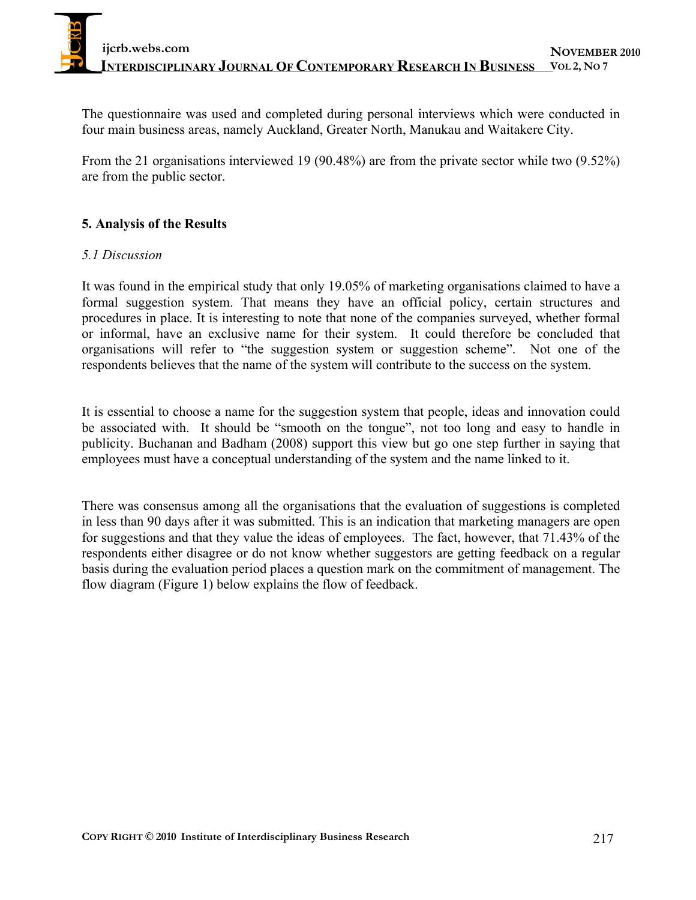The questionnaire was used and completed during personal interviews which were conducted in four main business areas, namely Auckland, Greater North, Manukau and Waitakere City.

From the 21 organisations interviewed 19 (90.48%) are from the private sector while two (9.52%) are from the public sector.

## 5. Analysis of the Results

### *5.1 Discussion*

It was found in the empirical study that only 19.05% of marketing organisations claimed to have a formal suggestion system. That means they have an official policy, certain structures and procedures in place. It is interesting to note that none of the companies surveyed, whether formal or informal, have an exclusive name for their system. It could therefore be concluded that organisations will refer to "the suggestion system or suggestion scheme". Not one of the respondents believes that the name of the system will contribute to the success on the system.

It is essential to choose a name for the suggestion system that people, ideas and innovation could be associated with. It should be "smooth on the tongue", not too long and easy to handle in publicity. Buchanan and Badham (2008) support this view but go one step further in saying that employees must have a conceptual understanding of the system and the name linked to it.

There was consensus among all the organisations that the evaluation of suggestions is completed in less than 90 days after it was submitted. This is an indication that marketing managers are open for suggestions and that they value the ideas of employees. The fact, however, that 71.43% of the respondents either disagree or do not know whether suggestors are getting feedback on a regular basis during the evaluation period places a question mark on the commitment of management. The flow diagram (Figure 1) below explains the flow of feedback.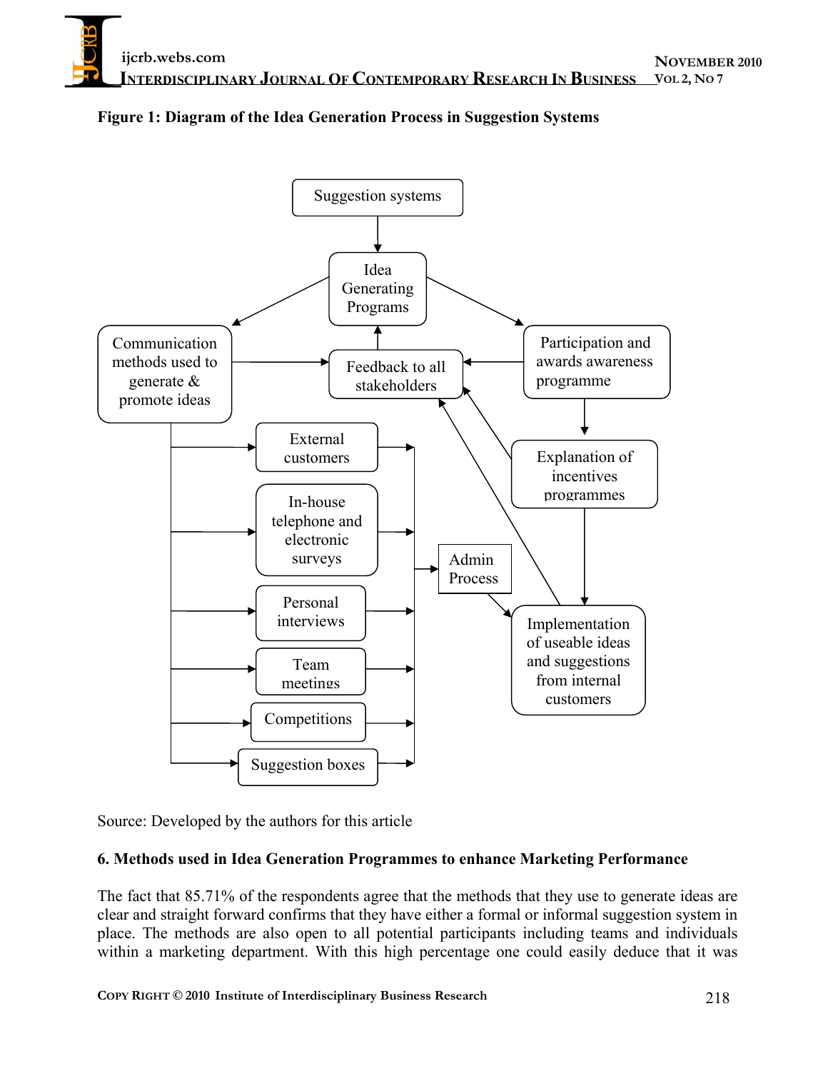**Figure 1: Diagram of the Idea Generation Process in Suggestion Systems**

Suggestion systems

Idea Generating Programs

Communication methods used to generate & promote ideas

Feedback to all stakeholders

Participation and awards awareness programme

External customers

In-house telephone and electronic surveys

Personal interviews

Team meetings

Competitions

Suggestion boxes

Admin Process

Explanation of incentives programmes

Implementation of useable ideas and suggestions from internal customers

Source: Developed by the authors for this article

### 6. Methods used in Idea Generation Programmes to enhance Marketing Performance

The fact that 85.71% of the respondents agree that the methods that they use to generate ideas are clear and straight forward confirms that they have either a formal or informal suggestion system in place. The methods are also open to all potential participants including teams and individuals within a marketing department. With this high percentage one could easily deduce that it was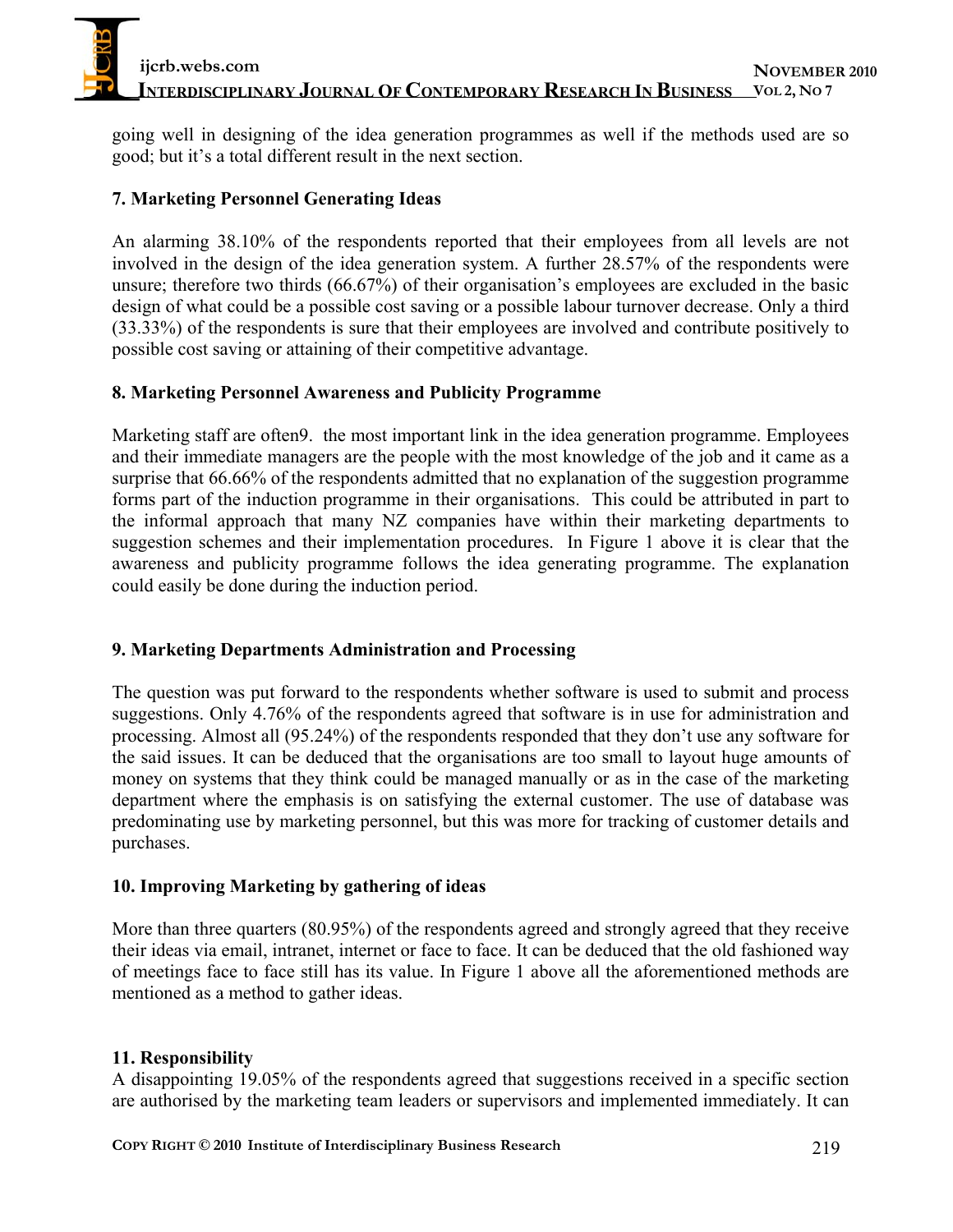going well in designing of the idea generation programmes as well if the methods used are so good; but it's a total different result in the next section.

### 7. Marketing Personnel Generating Ideas

An alarming 38.10% of the respondents reported that their employees from all levels are not involved in the design of the idea generation system. A further 28.57% of the respondents were unsure; therefore two thirds (66.67%) of their organisation's employees are excluded in the basic design of what could be a possible cost saving or a possible labour turnover decrease. Only a third (33.33%) of the respondents is sure that their employees are involved and contribute positively to possible cost saving or attaining of their competitive advantage.

### 8. Marketing Personnel Awareness and Publicity Programme

Marketing staff are often9. the most important link in the idea generation programme. Employees and their immediate managers are the people with the most knowledge of the job and it came as a surprise that 66.66% of the respondents admitted that no explanation of the suggestion programme forms part of the induction programme in their organisations. This could be attributed in part to the informal approach that many NZ companies have within their marketing departments to suggestion schemes and their implementation procedures. In Figure 1 above it is clear that the awareness and publicity programme follows the idea generating programme. The explanation could easily be done during the induction period.

### 9. Marketing Departments Administration and Processing

The question was put forward to the respondents whether software is used to submit and process suggestions. Only 4.76% of the respondents agreed that software is in use for administration and processing. Almost all (95.24%) of the respondents responded that they don't use any software for the said issues. It can be deduced that the organisations are too small to layout huge amounts of money on systems that they think could be managed manually or as in the case of the marketing department where the emphasis is on satisfying the external customer. The use of database was predominating use by marketing personnel, but this was more for tracking of customer details and purchases.

### 10. Improving Marketing by gathering of ideas

More than three quarters (80.95%) of the respondents agreed and strongly agreed that they receive their ideas via email, intranet, internet or face to face. It can be deduced that the old fashioned way of meetings face to face still has its value. In Figure 1 above all the aforementioned methods are mentioned as a method to gather ideas.

### 11. Responsibility

A disappointing 19.05% of the respondents agreed that suggestions received in a specific section are authorised by the marketing team leaders or supervisors and implemented immediately. It can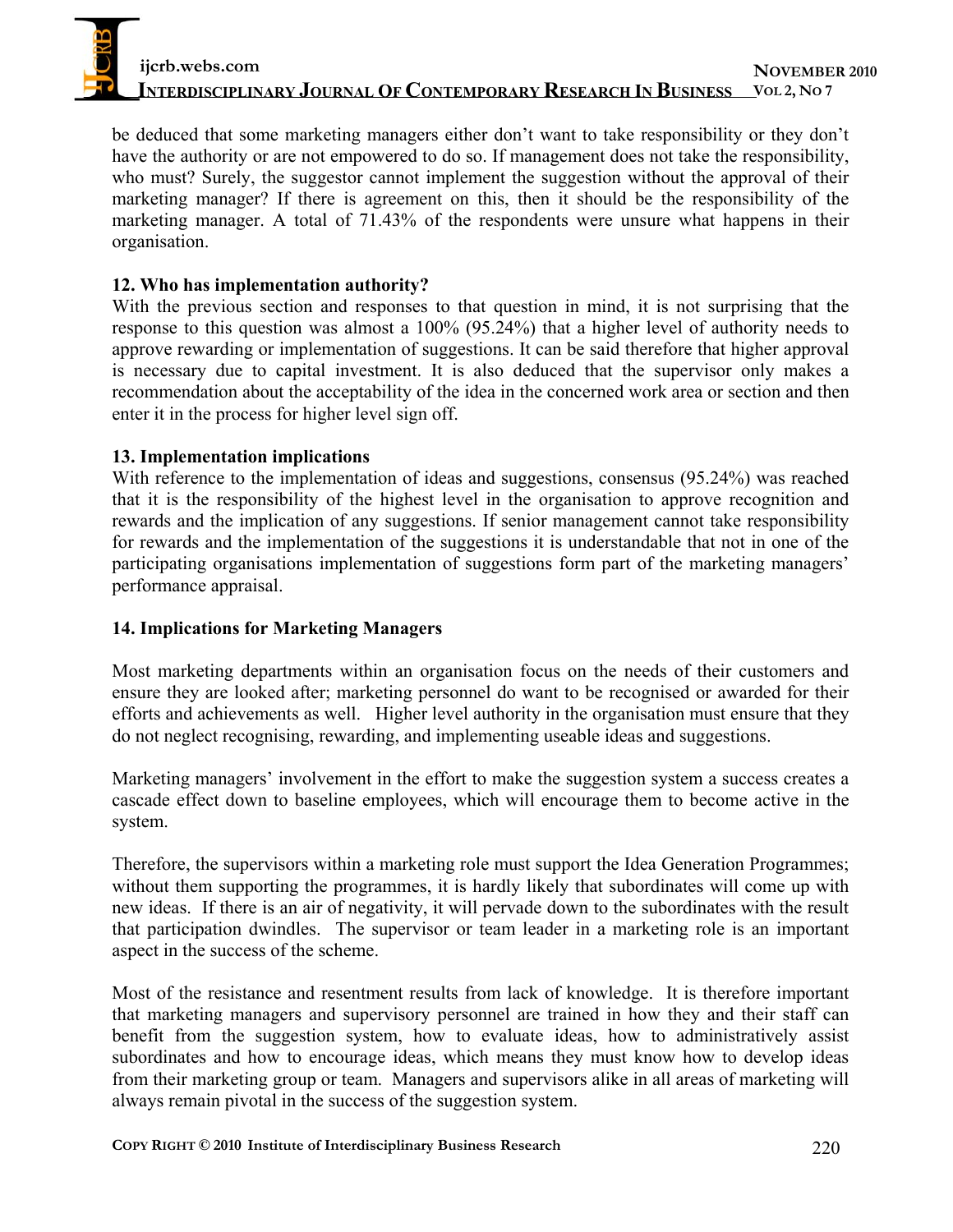be deduced that some marketing managers either don't want to take responsibility or they don't have the authority or are not empowered to do so. If management does not take the responsibility, who must? Surely, the suggestor cannot implement the suggestion without the approval of their marketing manager? If there is agreement on this, then it should be the responsibility of the marketing manager. A total of 71.43% of the respondents were unsure what happens in their organisation.

### 12. Who has implementation authority?

With the previous section and responses to that question in mind, it is not surprising that the response to this question was almost a 100% (95.24%) that a higher level of authority needs to approve rewarding or implementation of suggestions. It can be said therefore that higher approval is necessary due to capital investment. It is also deduced that the supervisor only makes a recommendation about the acceptability of the idea in the concerned work area or section and then enter it in the process for higher level sign off.

### 13. Implementation implications

With reference to the implementation of ideas and suggestions, consensus (95.24%) was reached that it is the responsibility of the highest level in the organisation to approve recognition and rewards and the implication of any suggestions. If senior management cannot take responsibility for rewards and the implementation of the suggestions it is understandable that not in one of the participating organisations implementation of suggestions form part of the marketing managers' performance appraisal.

### 14. Implications for Marketing Managers

Most marketing departments within an organisation focus on the needs of their customers and ensure they are looked after; marketing personnel do want to be recognised or awarded for their efforts and achievements as well. Higher level authority in the organisation must ensure that they do not neglect recognising, rewarding, and implementing useable ideas and suggestions.

Marketing managers' involvement in the effort to make the suggestion system a success creates a cascade effect down to baseline employees, which will encourage them to become active in the system.

Therefore, the supervisors within a marketing role must support the Idea Generation Programmes; without them supporting the programmes, it is hardly likely that subordinates will come up with new ideas. If there is an air of negativity, it will pervade down to the subordinates with the result that participation dwindles. The supervisor or team leader in a marketing role is an important aspect in the success of the scheme.

Most of the resistance and resentment results from lack of knowledge. It is therefore important that marketing managers and supervisory personnel are trained in how they and their staff can benefit from the suggestion system, how to evaluate ideas, how to administratively assist subordinates and how to encourage ideas, which means they must know how to develop ideas from their marketing group or team. Managers and supervisors alike in all areas of marketing will always remain pivotal in the success of the suggestion system.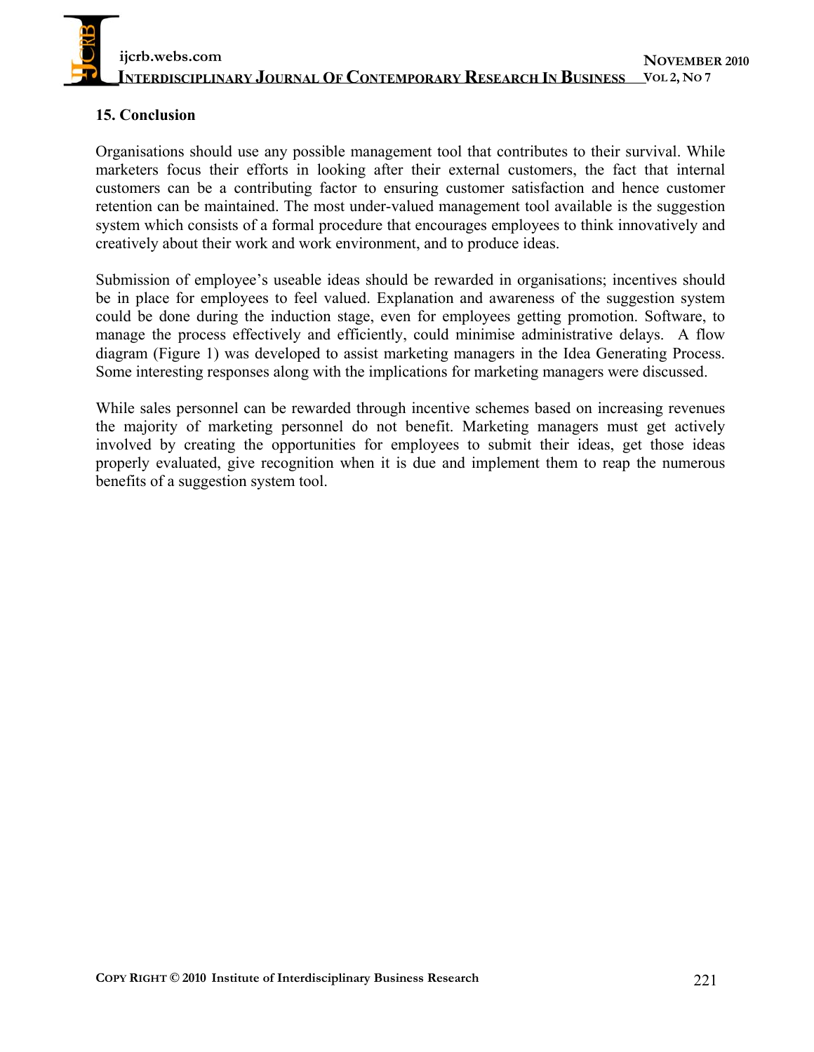## 15. Conclusion

Organisations should use any possible management tool that contributes to their survival. While marketers focus their efforts in looking after their external customers, the fact that internal customers can be a contributing factor to ensuring customer satisfaction and hence customer retention can be maintained. The most under-valued management tool available is the suggestion system which consists of a formal procedure that encourages employees to think innovatively and creatively about their work and work environment, and to produce ideas.

Submission of employee's useable ideas should be rewarded in organisations; incentives should be in place for employees to feel valued. Explanation and awareness of the suggestion system could be done during the induction stage, even for employees getting promotion. Software, to manage the process effectively and efficiently, could minimise administrative delays. A flow diagram (Figure 1) was developed to assist marketing managers in the Idea Generating Process. Some interesting responses along with the implications for marketing managers were discussed.

While sales personnel can be rewarded through incentive schemes based on increasing revenues the majority of marketing personnel do not benefit. Marketing managers must get actively involved by creating the opportunities for employees to submit their ideas, get those ideas properly evaluated, give recognition when it is due and implement them to reap the numerous benefits of a suggestion system tool.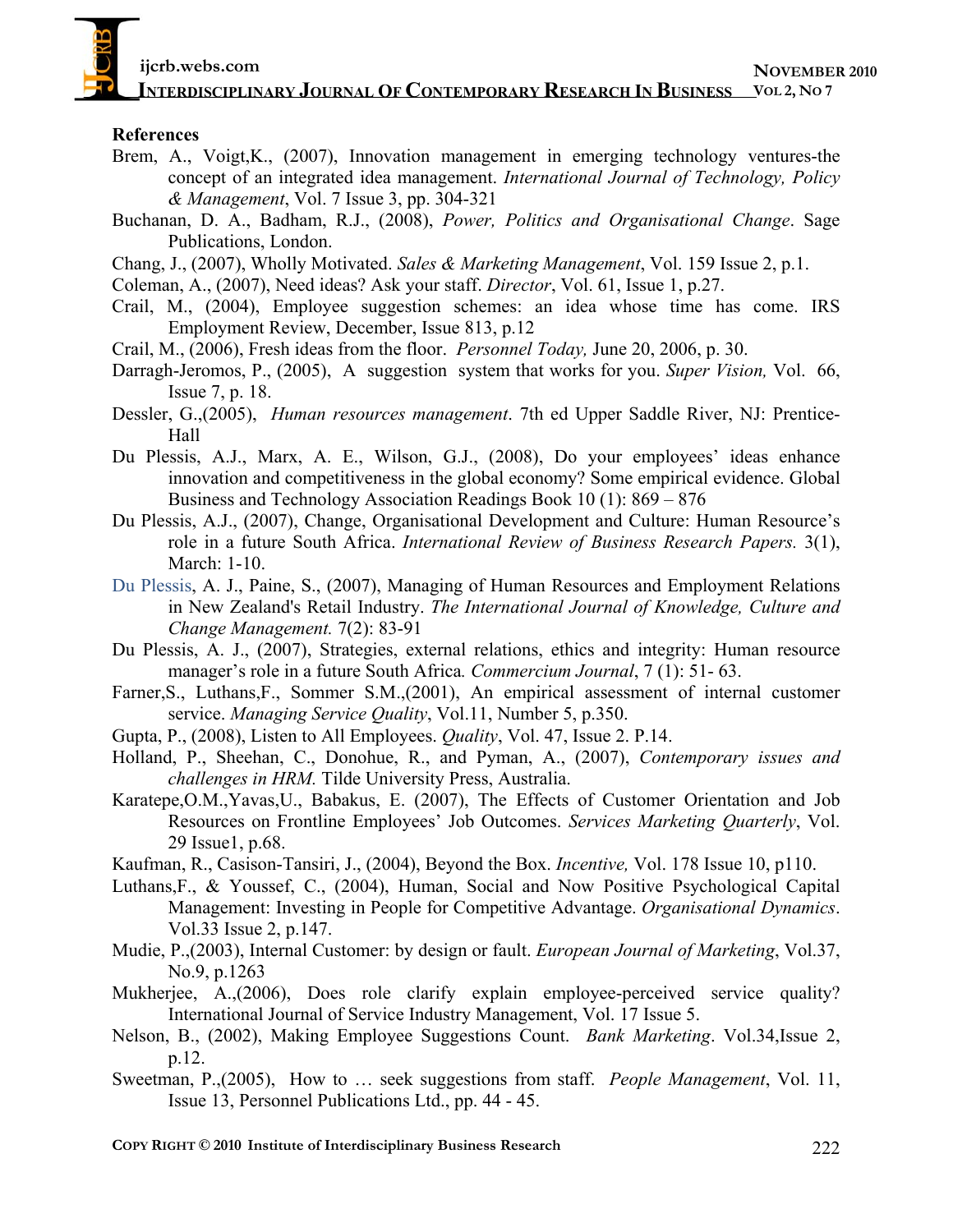**References**

Brem, A., Voigt,K., (2007), Innovation management in emerging technology ventures-the concept of an integrated idea management. *International Journal of Technology, Policy & Management*, Vol. 7 Issue 3, pp. 304-321

Buchanan, D. A., Badham, R.J., (2008), *Power, Politics and Organisational Change*. Sage Publications, London.

Chang, J., (2007), Wholly Motivated. *Sales & Marketing Management*, Vol. 159 Issue 2, p.1.

Coleman, A., (2007), Need ideas? Ask your staff. *Director*, Vol. 61, Issue 1, p.27.

Crail, M., (2004), Employee suggestion schemes: an idea whose time has come. IRS Employment Review, December, Issue 813, p.12

Crail, M., (2006), Fresh ideas from the floor. *Personnel Today,* June 20, 2006, p. 30.

Darragh-Jeromos, P., (2005), A suggestion system that works for you. *Super Vision,* Vol. 66, Issue 7, p. 18.

Dessler, G.,(2005), *Human resources management*. 7th ed Upper Saddle River, NJ: Prentice-Hall

Du Plessis, A.J., Marx, A. E., Wilson, G.J., (2008), Do your employees' ideas enhance innovation and competitiveness in the global economy? Some empirical evidence. Global Business and Technology Association Readings Book 10 (1): 869 – 876

Du Plessis, A.J., (2007), Change, Organisational Development and Culture: Human Resource's role in a future South Africa. *International Review of Business Research Papers.* 3(1), March: 1-10.

Du Plessis, A. J., Paine, S., (2007), Managing of Human Resources and Employment Relations in New Zealand's Retail Industry. *The International Journal of Knowledge, Culture and Change Management.* 7(2): 83-91

Du Plessis, A. J., (2007), Strategies, external relations, ethics and integrity: Human resource manager's role in a future South Africa*.* *Commercium Journal*, 7 (1): 51- 63.

Farner,S., Luthans,F., Sommer S.M.,(2001), An empirical assessment of internal customer service. *Managing Service Quality*, Vol.11, Number 5, p.350.

Gupta, P., (2008), Listen to All Employees. *Quality*, Vol. 47, Issue 2. P.14.

Holland, P., Sheehan, C., Donohue, R., and Pyman, A., (2007), *Contemporary issues and challenges in HRM.* Tilde University Press, Australia.

Karatepe,O.M.,Yavas,U., Babakus, E. (2007), The Effects of Customer Orientation and Job Resources on Frontline Employees' Job Outcomes. *Services Marketing Quarterly*, Vol. 29 Issue1, p.68.

Kaufman, R., Casison-Tansiri, J., (2004), Beyond the Box. *Incentive,* Vol. 178 Issue 10, p110.

Luthans,F., & Youssef, C., (2004), Human, Social and Now Positive Psychological Capital Management: Investing in People for Competitive Advantage. *Organisational Dynamics*. Vol.33 Issue 2, p.147.

Mudie, P.,(2003), Internal Customer: by design or fault. *European Journal of Marketing*, Vol.37, No.9, p.1263

Mukherjee, A.,(2006), Does role clarify explain employee-perceived service quality? International Journal of Service Industry Management, Vol. 17 Issue 5.

Nelson, B., (2002), Making Employee Suggestions Count. *Bank Marketing*. Vol.34,Issue 2, p.12.

Sweetman, P.,(2005), How to … seek suggestions from staff. *People Management*, Vol. 11, Issue 13, Personnel Publications Ltd., pp. 44 - 45.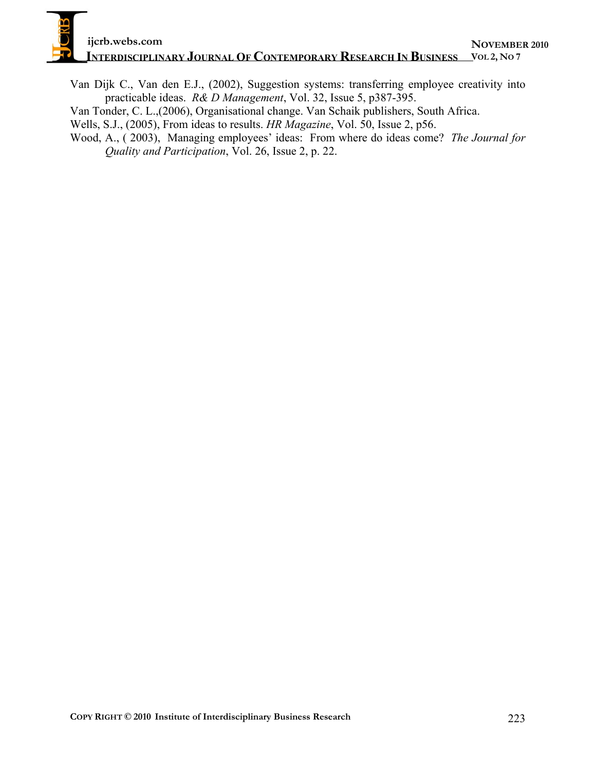Van Dijk C., Van den E.J., (2002), Suggestion systems: transferring employee creativity into practicable ideas. *R& D Management*, Vol. 32, Issue 5, p387-395.

Van Tonder, C. L.,(2006), Organisational change. Van Schaik publishers, South Africa.

Wells, S.J., (2005), From ideas to results. *HR Magazine*, Vol. 50, Issue 2, p56.

Wood, A., ( 2003), Managing employees' ideas: From where do ideas come? *The Journal for Quality and Participation*, Vol. 26, Issue 2, p. 22.